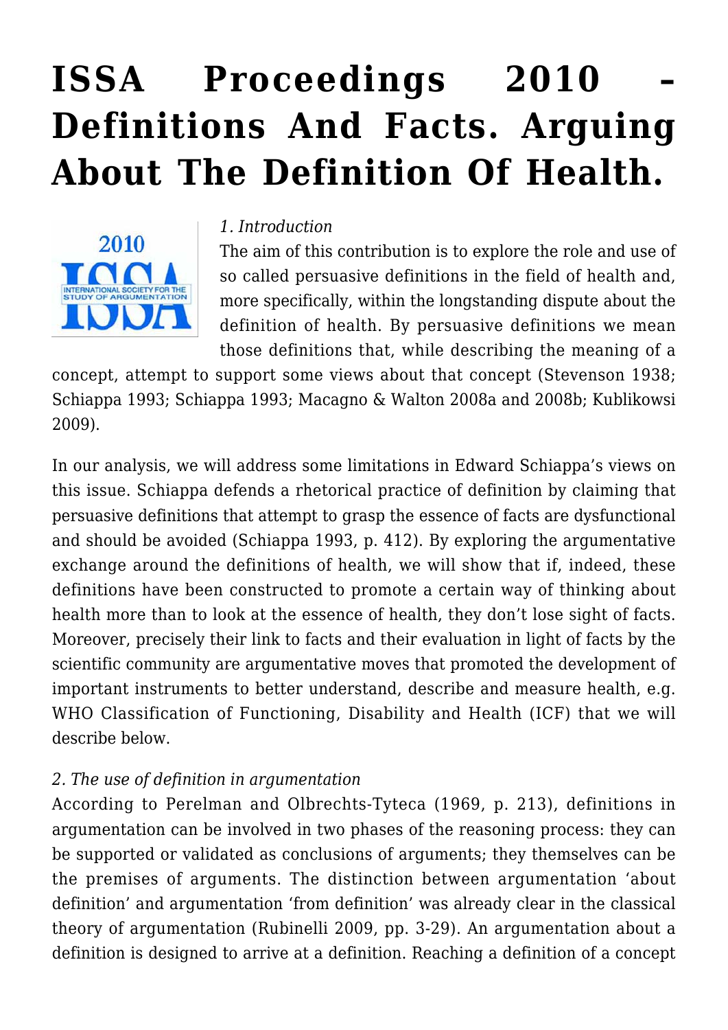# ISSA Proceedings 2010 – Definitions And Facts. Arguing About The Definition Of Health.

*1. Introduction*

The aim of this contribution is to explore the role and use of so called persuasive definitions in the field of health and, more specifically, within the longstanding dispute about the definition of health. By persuasive definitions we mean those definitions that, while describing the meaning of a concept, attempt to support some views about that concept (Stevenson 1938; Schiappa 1993; Schiappa 1993; Macagno & Walton 2008a and 2008b; Kublikowsi 2009).

In our analysis, we will address some limitations in Edward Schiappa's views on this issue. Schiappa defends a rhetorical practice of definition by claiming that persuasive definitions that attempt to grasp the essence of facts are dysfunctional and should be avoided (Schiappa 1993, p. 412). By exploring the argumentative exchange around the definitions of health, we will show that if, indeed, these definitions have been constructed to promote a certain way of thinking about health more than to look at the essence of health, they don't lose sight of facts. Moreover, precisely their link to facts and their evaluation in light of facts by the scientific community are argumentative moves that promoted the development of important instruments to better understand, describe and measure health, e.g. WHO Classification of Functioning, Disability and Health (ICF) that we will describe below.

*2. The use of definition in argumentation*

According to Perelman and Olbrechts-Tyteca (1969, p. 213), definitions in argumentation can be involved in two phases of the reasoning process: they can be supported or validated as conclusions of arguments; they themselves can be the premises of arguments. The distinction between argumentation 'about definition' and argumentation 'from definition' was already clear in the classical theory of argumentation (Rubinelli 2009, pp. 3-29). An argumentation about a definition is designed to arrive at a definition. Reaching a definition of a concept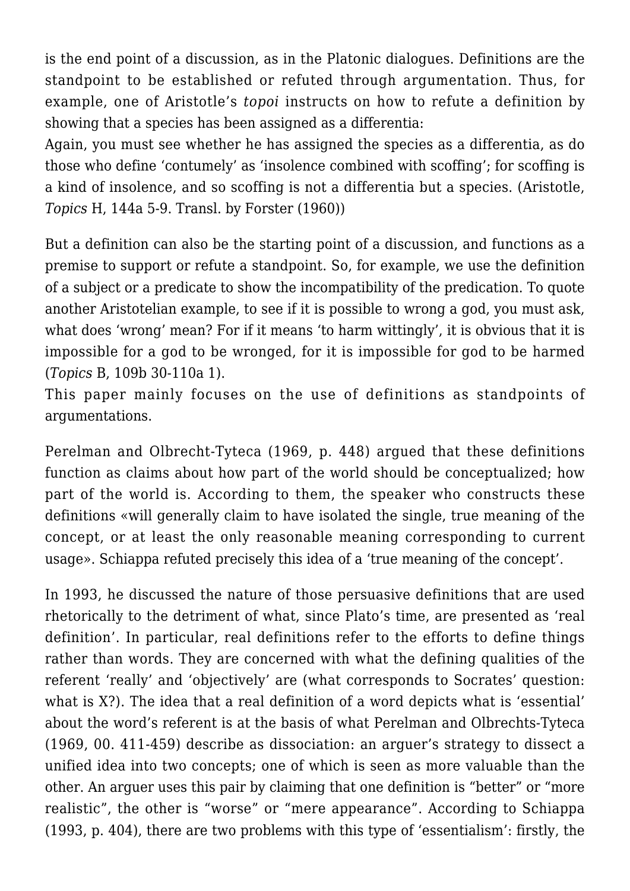is the end point of a discussion, as in the Platonic dialogues. Definitions are the standpoint to be established or refuted through argumentation. Thus, for example, one of Aristotle's *topoi* instructs on how to refute a definition by showing that a species has been assigned as a differentia:

Again, you must see whether he has assigned the species as a differentia, as do those who define 'contumely' as 'insolence combined with scoffing'; for scoffing is a kind of insolence, and so scoffing is not a differentia but a species. (Aristotle, *Topics* H, 144a 5-9. Transl. by Forster (1960))

But a definition can also be the starting point of a discussion, and functions as a premise to support or refute a standpoint. So, for example, we use the definition of a subject or a predicate to show the incompatibility of the predication. To quote another Aristotelian example, to see if it is possible to wrong a god, you must ask, what does 'wrong' mean? For if it means 'to harm wittingly', it is obvious that it is impossible for a god to be wronged, for it is impossible for god to be harmed (*Topics* B, 109b 30-110a 1).

This paper mainly focuses on the use of definitions as standpoints of argumentations.

Perelman and Olbrecht-Tyteca (1969, p. 448) argued that these definitions function as claims about how part of the world should be conceptualized; how part of the world is. According to them, the speaker who constructs these definitions «will generally claim to have isolated the single, true meaning of the concept, or at least the only reasonable meaning corresponding to current usage». Schiappa refuted precisely this idea of a 'true meaning of the concept'.

In 1993, he discussed the nature of those persuasive definitions that are used rhetorically to the detriment of what, since Plato's time, are presented as 'real definition'. In particular, real definitions refer to the efforts to define things rather than words. They are concerned with what the defining qualities of the referent 'really' and 'objectively' are (what corresponds to Socrates' question: what is X?). The idea that a real definition of a word depicts what is 'essential' about the word's referent is at the basis of what Perelman and Olbrechts-Tyteca (1969, 00. 411-459) describe as dissociation: an arguer's strategy to dissect a unified idea into two concepts; one of which is seen as more valuable than the other. An arguer uses this pair by claiming that one definition is "better" or "more realistic", the other is "worse" or "mere appearance". According to Schiappa (1993, p. 404), there are two problems with this type of 'essentialism': firstly, the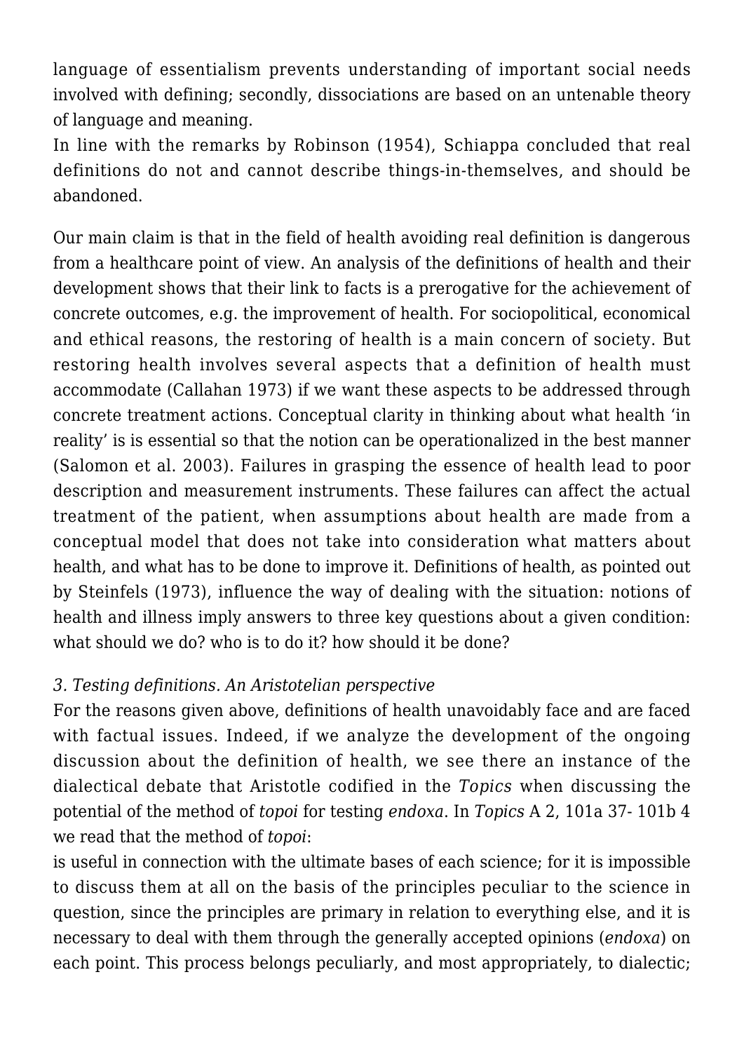language of essentialism prevents understanding of important social needs involved with defining; secondly, dissociations are based on an untenable theory of language and meaning.

In line with the remarks by Robinson (1954), Schiappa concluded that real definitions do not and cannot describe things-in-themselves, and should be abandoned.

Our main claim is that in the field of health avoiding real definition is dangerous from a healthcare point of view. An analysis of the definitions of health and their development shows that their link to facts is a prerogative for the achievement of concrete outcomes, e.g. the improvement of health. For sociopolitical, economical and ethical reasons, the restoring of health is a main concern of society. But restoring health involves several aspects that a definition of health must accommodate (Callahan 1973) if we want these aspects to be addressed through concrete treatment actions. Conceptual clarity in thinking about what health 'in reality' is is essential so that the notion can be operationalized in the best manner (Salomon et al. 2003). Failures in grasping the essence of health lead to poor description and measurement instruments. These failures can affect the actual treatment of the patient, when assumptions about health are made from a conceptual model that does not take into consideration what matters about health, and what has to be done to improve it. Definitions of health, as pointed out by Steinfels (1973), influence the way of dealing with the situation: notions of health and illness imply answers to three key questions about a given condition: what should we do? who is to do it? how should it be done?

### *3. Testing definitions. An Aristotelian perspective*

For the reasons given above, definitions of health unavoidably face and are faced with factual issues. Indeed, if we analyze the development of the ongoing discussion about the definition of health, we see there an instance of the dialectical debate that Aristotle codified in the *Topics* when discussing the potential of the method of *topoi* for testing *endoxa*. In *Topics* A 2, 101a 37- 101b 4 we read that the method of *topoi*:

is useful in connection with the ultimate bases of each science; for it is impossible to discuss them at all on the basis of the principles peculiar to the science in question, since the principles are primary in relation to everything else, and it is necessary to deal with them through the generally accepted opinions (*endoxa*) on each point. This process belongs peculiarly, and most appropriately, to dialectic;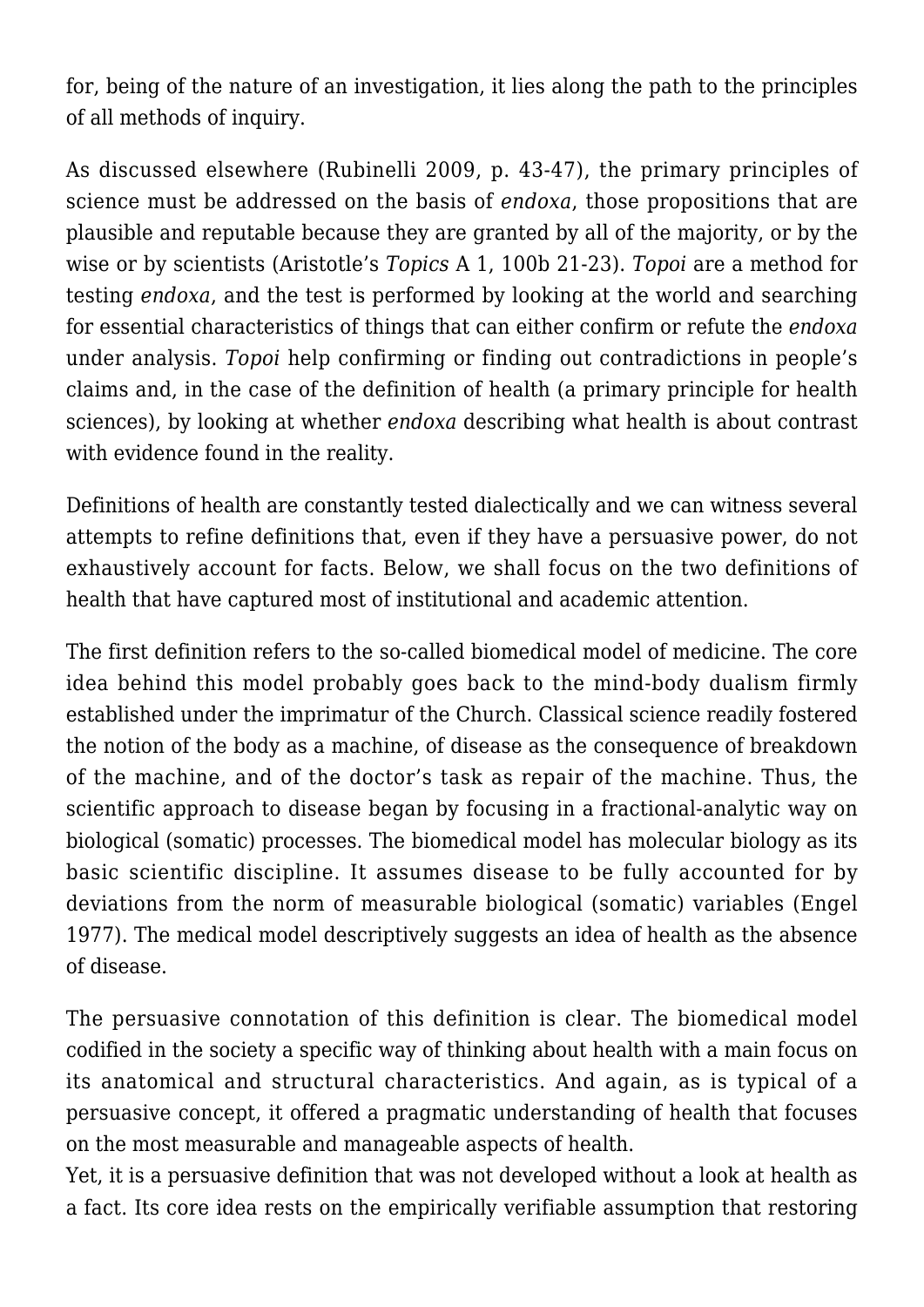for, being of the nature of an investigation, it lies along the path to the principles of all methods of inquiry.

As discussed elsewhere (Rubinelli 2009, p. 43-47), the primary principles of science must be addressed on the basis of *endoxa*, those propositions that are plausible and reputable because they are granted by all of the majority, or by the wise or by scientists (Aristotle's *Topics* A 1, 100b 21-23). *Topoi* are a method for testing *endoxa*, and the test is performed by looking at the world and searching for essential characteristics of things that can either confirm or refute the *endoxa* under analysis. *Topoi* help confirming or finding out contradictions in people's claims and, in the case of the definition of health (a primary principle for health sciences), by looking at whether *endoxa* describing what health is about contrast with evidence found in the reality.

Definitions of health are constantly tested dialectically and we can witness several attempts to refine definitions that, even if they have a persuasive power, do not exhaustively account for facts. Below, we shall focus on the two definitions of health that have captured most of institutional and academic attention.

The first definition refers to the so-called biomedical model of medicine. The core idea behind this model probably goes back to the mind-body dualism firmly established under the imprimatur of the Church. Classical science readily fostered the notion of the body as a machine, of disease as the consequence of breakdown of the machine, and of the doctor's task as repair of the machine. Thus, the scientific approach to disease began by focusing in a fractional-analytic way on biological (somatic) processes. The biomedical model has molecular biology as its basic scientific discipline. It assumes disease to be fully accounted for by deviations from the norm of measurable biological (somatic) variables (Engel 1977). The medical model descriptively suggests an idea of health as the absence of disease.

The persuasive connotation of this definition is clear. The biomedical model codified in the society a specific way of thinking about health with a main focus on its anatomical and structural characteristics. And again, as is typical of a persuasive concept, it offered a pragmatic understanding of health that focuses on the most measurable and manageable aspects of health.
Yet, it is a persuasive definition that was not developed without a look at health as a fact. Its core idea rests on the empirically verifiable assumption that restoring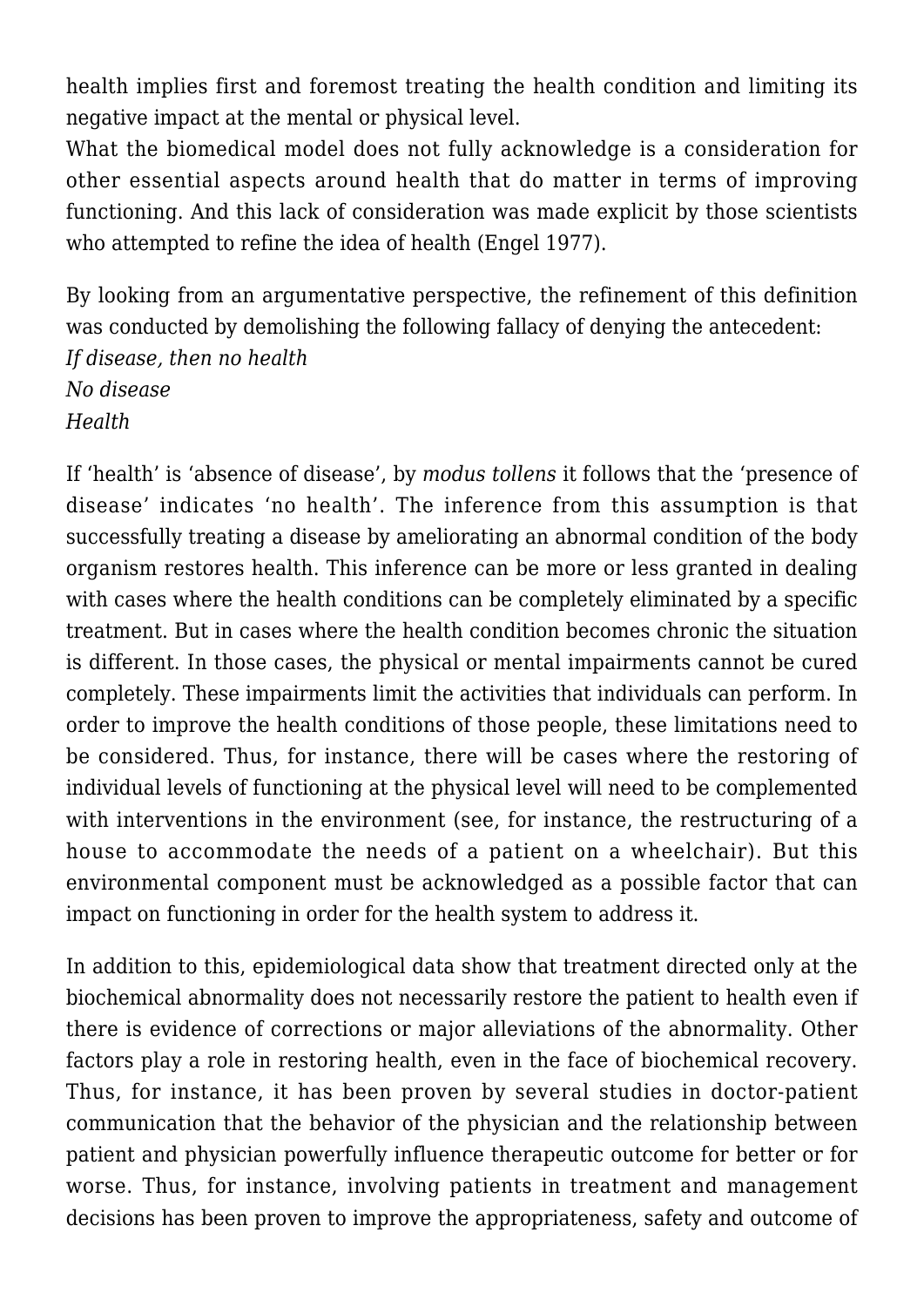health implies first and foremost treating the health condition and limiting its negative impact at the mental or physical level.

What the biomedical model does not fully acknowledge is a consideration for other essential aspects around health that do matter in terms of improving functioning. And this lack of consideration was made explicit by those scientists who attempted to refine the idea of health (Engel 1977).

By looking from an argumentative perspective, the refinement of this definition was conducted by demolishing the following fallacy of denying the antecedent:

*If disease, then no health*
*No disease*
*Health*

If 'health' is 'absence of disease', by *modus tollens* it follows that the 'presence of disease' indicates 'no health'. The inference from this assumption is that successfully treating a disease by ameliorating an abnormal condition of the body organism restores health. This inference can be more or less granted in dealing with cases where the health conditions can be completely eliminated by a specific treatment. But in cases where the health condition becomes chronic the situation is different. In those cases, the physical or mental impairments cannot be cured completely. These impairments limit the activities that individuals can perform. In order to improve the health conditions of those people, these limitations need to be considered. Thus, for instance, there will be cases where the restoring of individual levels of functioning at the physical level will need to be complemented with interventions in the environment (see, for instance, the restructuring of a house to accommodate the needs of a patient on a wheelchair). But this environmental component must be acknowledged as a possible factor that can impact on functioning in order for the health system to address it.

In addition to this, epidemiological data show that treatment directed only at the biochemical abnormality does not necessarily restore the patient to health even if there is evidence of corrections or major alleviations of the abnormality. Other factors play a role in restoring health, even in the face of biochemical recovery. Thus, for instance, it has been proven by several studies in doctor-patient communication that the behavior of the physician and the relationship between patient and physician powerfully influence therapeutic outcome for better or for worse. Thus, for instance, involving patients in treatment and management decisions has been proven to improve the appropriateness, safety and outcome of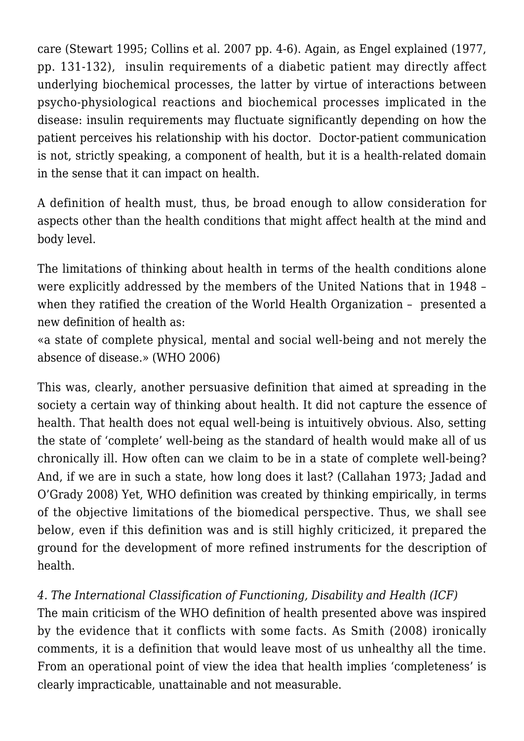care (Stewart 1995; Collins et al. 2007 pp. 4-6). Again, as Engel explained (1977, pp. 131-132), insulin requirements of a diabetic patient may directly affect underlying biochemical processes, the latter by virtue of interactions between psycho-physiological reactions and biochemical processes implicated in the disease: insulin requirements may fluctuate significantly depending on how the patient perceives his relationship with his doctor. Doctor-patient communication is not, strictly speaking, a component of health, but it is a health-related domain in the sense that it can impact on health.

A definition of health must, thus, be broad enough to allow consideration for aspects other than the health conditions that might affect health at the mind and body level.

The limitations of thinking about health in terms of the health conditions alone were explicitly addressed by the members of the United Nations that in 1948 – when they ratified the creation of the World Health Organization – presented a new definition of health as:
«a state of complete physical, mental and social well-being and not merely the absence of disease.» (WHO 2006)

This was, clearly, another persuasive definition that aimed at spreading in the society a certain way of thinking about health. It did not capture the essence of health. That health does not equal well-being is intuitively obvious. Also, setting the state of 'complete' well-being as the standard of health would make all of us chronically ill. How often can we claim to be in a state of complete well-being? And, if we are in such a state, how long does it last? (Callahan 1973; Jadad and O'Grady 2008) Yet, WHO definition was created by thinking empirically, in terms of the objective limitations of the biomedical perspective. Thus, we shall see below, even if this definition was and is still highly criticized, it prepared the ground for the development of more refined instruments for the description of health.

*4. The International Classification of Functioning, Disability and Health (ICF)*

The main criticism of the WHO definition of health presented above was inspired by the evidence that it conflicts with some facts. As Smith (2008) ironically comments, it is a definition that would leave most of us unhealthy all the time. From an operational point of view the idea that health implies 'completeness' is clearly impracticable, unattainable and not measurable.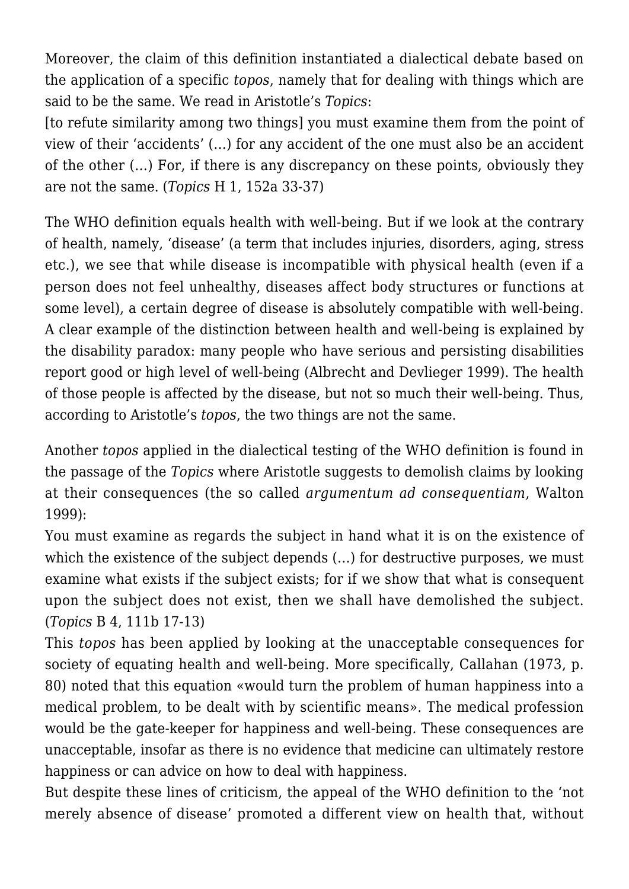Moreover, the claim of this definition instantiated a dialectical debate based on the application of a specific *topos*, namely that for dealing with things which are said to be the same. We read in Aristotle's *Topics*:

[to refute similarity among two things] you must examine them from the point of view of their 'accidents' (…) for any accident of the one must also be an accident of the other (…) For, if there is any discrepancy on these points, obviously they are not the same. (*Topics* H 1, 152a 33-37)

The WHO definition equals health with well-being. But if we look at the contrary of health, namely, 'disease' (a term that includes injuries, disorders, aging, stress etc.), we see that while disease is incompatible with physical health (even if a person does not feel unhealthy, diseases affect body structures or functions at some level), a certain degree of disease is absolutely compatible with well-being. A clear example of the distinction between health and well-being is explained by the disability paradox: many people who have serious and persisting disabilities report good or high level of well-being (Albrecht and Devlieger 1999). The health of those people is affected by the disease, but not so much their well-being. Thus, according to Aristotle's *topos*, the two things are not the same.

Another *topos* applied in the dialectical testing of the WHO definition is found in the passage of the *Topics* where Aristotle suggests to demolish claims by looking at their consequences (the so called *argumentum ad consequentiam*, Walton 1999):

You must examine as regards the subject in hand what it is on the existence of which the existence of the subject depends (…) for destructive purposes, we must examine what exists if the subject exists; for if we show that what is consequent upon the subject does not exist, then we shall have demolished the subject. (*Topics* B 4, 111b 17-13)

This *topos* has been applied by looking at the unacceptable consequences for society of equating health and well-being. More specifically, Callahan (1973, p. 80) noted that this equation «would turn the problem of human happiness into a medical problem, to be dealt with by scientific means». The medical profession would be the gate-keeper for happiness and well-being. These consequences are unacceptable, insofar as there is no evidence that medicine can ultimately restore happiness or can advice on how to deal with happiness.

But despite these lines of criticism, the appeal of the WHO definition to the 'not merely absence of disease' promoted a different view on health that, without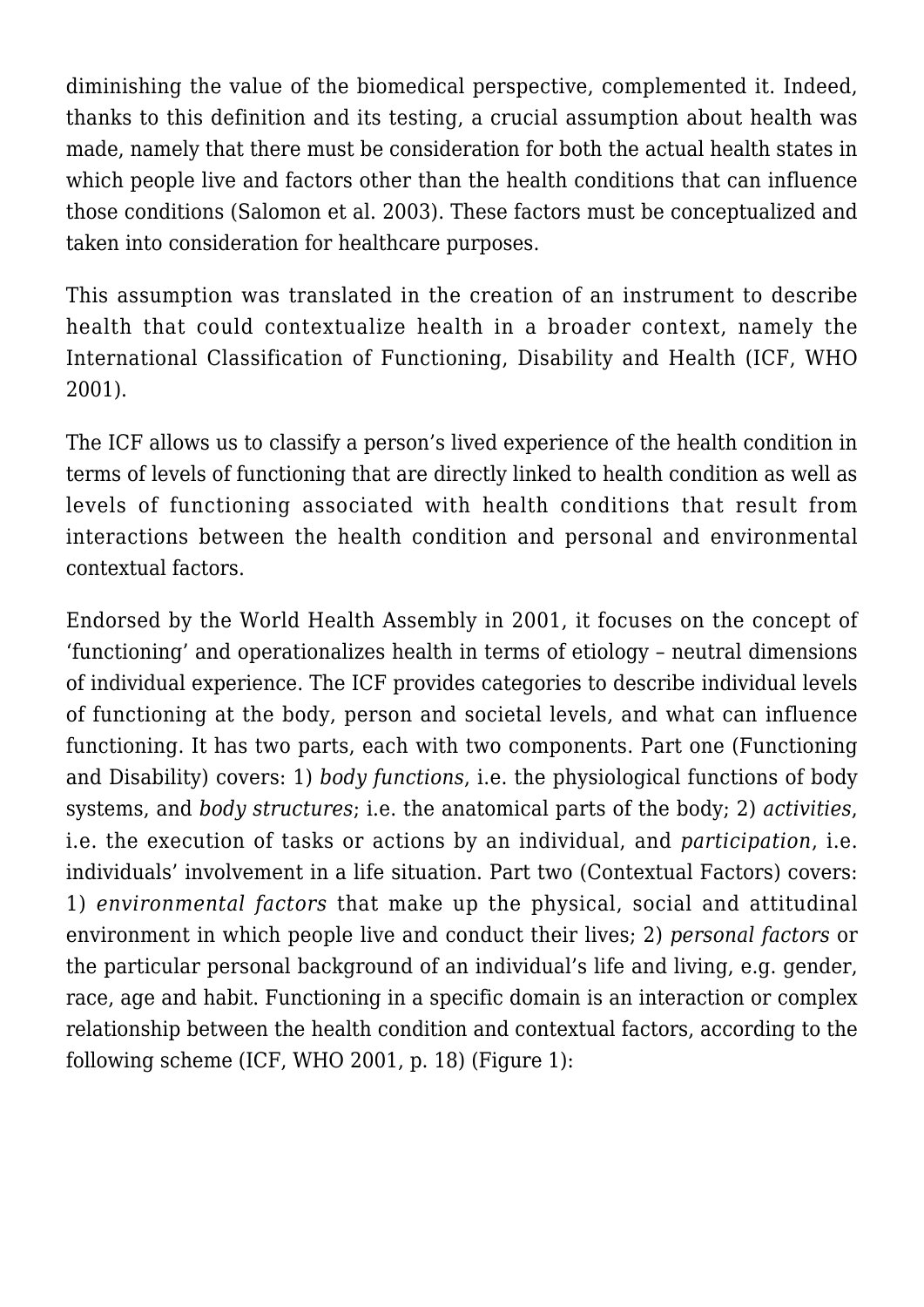diminishing the value of the biomedical perspective, complemented it. Indeed, thanks to this definition and its testing, a crucial assumption about health was made, namely that there must be consideration for both the actual health states in which people live and factors other than the health conditions that can influence those conditions (Salomon et al. 2003). These factors must be conceptualized and taken into consideration for healthcare purposes.

This assumption was translated in the creation of an instrument to describe health that could contextualize health in a broader context, namely the International Classification of Functioning, Disability and Health (ICF, WHO 2001).

The ICF allows us to classify a person's lived experience of the health condition in terms of levels of functioning that are directly linked to health condition as well as levels of functioning associated with health conditions that result from interactions between the health condition and personal and environmental contextual factors.

Endorsed by the World Health Assembly in 2001, it focuses on the concept of 'functioning' and operationalizes health in terms of etiology – neutral dimensions of individual experience. The ICF provides categories to describe individual levels of functioning at the body, person and societal levels, and what can influence functioning. It has two parts, each with two components. Part one (Functioning and Disability) covers: 1) *body functions*, i.e. the physiological functions of body systems, and *body structures*; i.e. the anatomical parts of the body; 2) *activities*, i.e. the execution of tasks or actions by an individual, and *participation*, i.e. individuals' involvement in a life situation. Part two (Contextual Factors) covers: 1) *environmental factors* that make up the physical, social and attitudinal environment in which people live and conduct their lives; 2) *personal factors* or the particular personal background of an individual's life and living, e.g. gender, race, age and habit. Functioning in a specific domain is an interaction or complex relationship between the health condition and contextual factors, according to the following scheme (ICF, WHO 2001, p. 18) (Figure 1):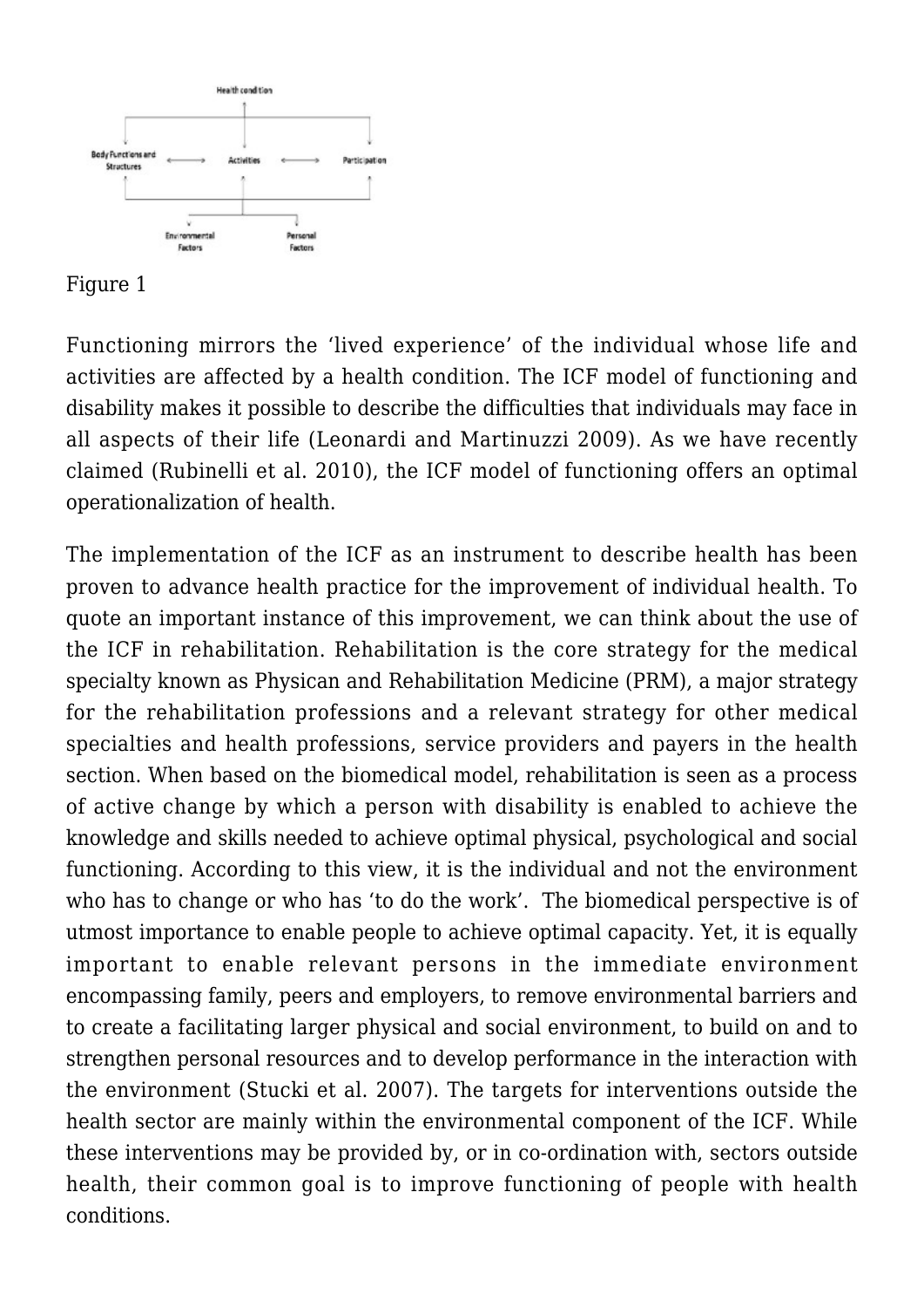Figure 1

Functioning mirrors the 'lived experience' of the individual whose life and activities are affected by a health condition. The ICF model of functioning and disability makes it possible to describe the difficulties that individuals may face in all aspects of their life (Leonardi and Martinuzzi 2009). As we have recently claimed (Rubinelli et al. 2010), the ICF model of functioning offers an optimal operationalization of health.

The implementation of the ICF as an instrument to describe health has been proven to advance health practice for the improvement of individual health. To quote an important instance of this improvement, we can think about the use of the ICF in rehabilitation. Rehabilitation is the core strategy for the medical specialty known as Physican and Rehabilitation Medicine (PRM), a major strategy for the rehabilitation professions and a relevant strategy for other medical specialties and health professions, service providers and payers in the health section. When based on the biomedical model, rehabilitation is seen as a process of active change by which a person with disability is enabled to achieve the knowledge and skills needed to achieve optimal physical, psychological and social functioning. According to this view, it is the individual and not the environment who has to change or who has 'to do the work'. The biomedical perspective is of utmost importance to enable people to achieve optimal capacity. Yet, it is equally important to enable relevant persons in the immediate environment encompassing family, peers and employers, to remove environmental barriers and to create a facilitating larger physical and social environment, to build on and to strengthen personal resources and to develop performance in the interaction with the environment (Stucki et al. 2007). The targets for interventions outside the health sector are mainly within the environmental component of the ICF. While these interventions may be provided by, or in co-ordination with, sectors outside health, their common goal is to improve functioning of people with health conditions.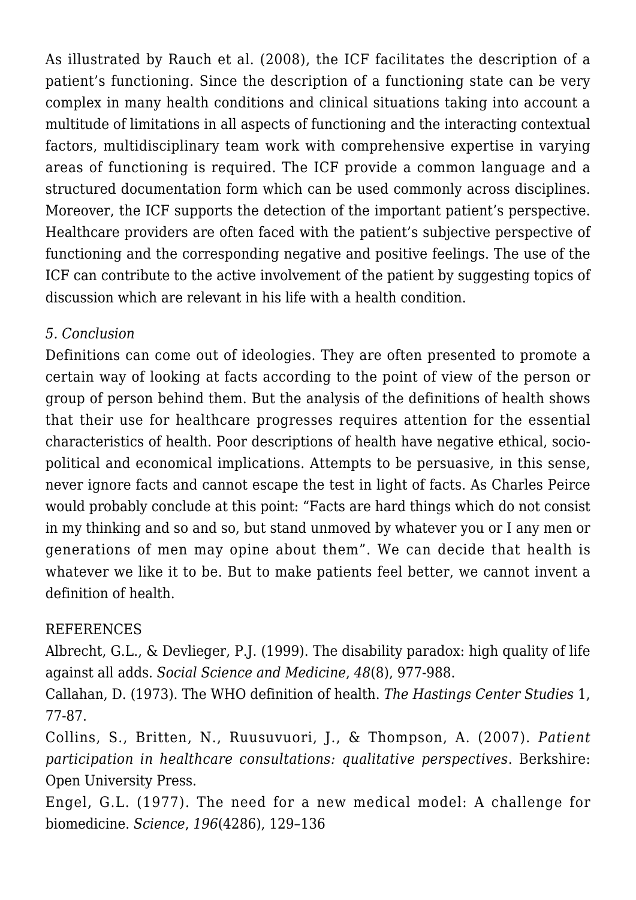As illustrated by Rauch et al. (2008), the ICF facilitates the description of a patient's functioning. Since the description of a functioning state can be very complex in many health conditions and clinical situations taking into account a multitude of limitations in all aspects of functioning and the interacting contextual factors, multidisciplinary team work with comprehensive expertise in varying areas of functioning is required. The ICF provide a common language and a structured documentation form which can be used commonly across disciplines. Moreover, the ICF supports the detection of the important patient's perspective. Healthcare providers are often faced with the patient's subjective perspective of functioning and the corresponding negative and positive feelings. The use of the ICF can contribute to the active involvement of the patient by suggesting topics of discussion which are relevant in his life with a health condition.

*5. Conclusion*

Definitions can come out of ideologies. They are often presented to promote a certain way of looking at facts according to the point of view of the person or group of person behind them. But the analysis of the definitions of health shows that their use for healthcare progresses requires attention for the essential characteristics of health. Poor descriptions of health have negative ethical, socio-political and economical implications. Attempts to be persuasive, in this sense, never ignore facts and cannot escape the test in light of facts. As Charles Peirce would probably conclude at this point: "Facts are hard things which do not consist in my thinking and so and so, but stand unmoved by whatever you or I any men or generations of men may opine about them". We can decide that health is whatever we like it to be. But to make patients feel better, we cannot invent a definition of health.

REFERENCES

Albrecht, G.L., & Devlieger, P.J. (1999). The disability paradox: high quality of life against all adds. *Social Science and Medicine*, *48*(8), 977-988.

Callahan, D. (1973). The WHO definition of health. *The Hastings Center Studies* 1, 77-87.

Collins, S., Britten, N., Ruusuvuori, J., & Thompson, A. (2007). *Patient participation in healthcare consultations: qualitative perspectives*. Berkshire: Open University Press.

Engel, G.L. (1977). The need for a new medical model: A challenge for biomedicine. *Science*, *196*(4286), 129–136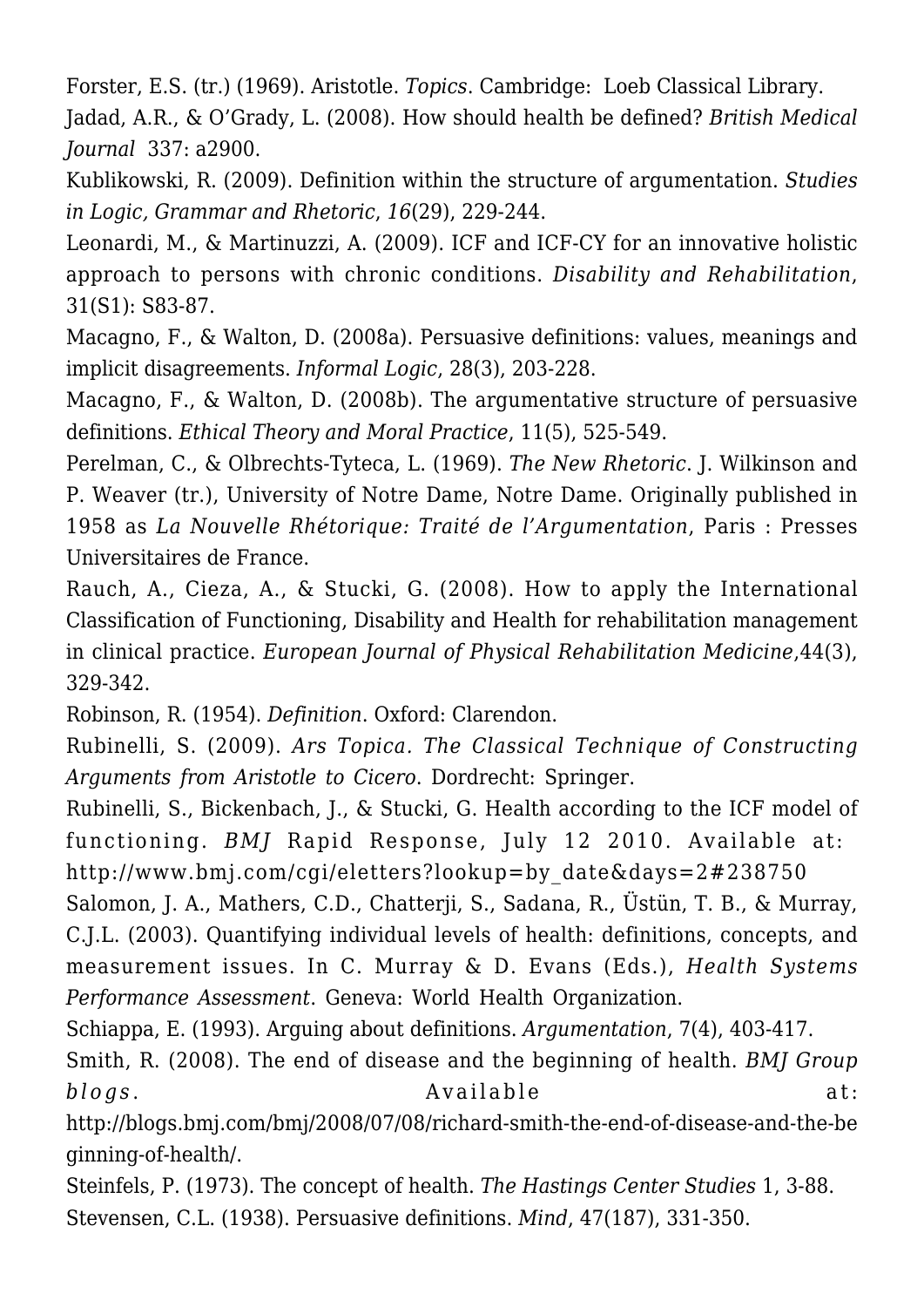Forster, E.S. (tr.) (1969). Aristotle. *Topics*. Cambridge: Loeb Classical Library.

Jadad, A.R., & O'Grady, L. (2008). How should health be defined? *British Medical Journal* 337: a2900.

Kublikowski, R. (2009). Definition within the structure of argumentation. *Studies in Logic, Grammar and Rhetoric*, *16*(29), 229-244.

Leonardi, M., & Martinuzzi, A. (2009). ICF and ICF-CY for an innovative holistic approach to persons with chronic conditions. *Disability and Rehabilitation*, 31(S1): S83-87.

Macagno, F., & Walton, D. (2008a). Persuasive definitions: values, meanings and implicit disagreements. *Informal Logic*, 28(3), 203-228.

Macagno, F., & Walton, D. (2008b). The argumentative structure of persuasive definitions. *Ethical Theory and Moral Practice*, 11(5), 525-549.

Perelman, C., & Olbrechts-Tyteca, L. (1969). *The New Rhetoric*. J. Wilkinson and P. Weaver (tr.), University of Notre Dame, Notre Dame. Originally published in 1958 as *La Nouvelle Rhétorique: Traité de l'Argumentation*, Paris : Presses Universitaires de France.

Rauch, A., Cieza, A., & Stucki, G. (2008). How to apply the International Classification of Functioning, Disability and Health for rehabilitation management in clinical practice. *European Journal of Physical Rehabilitation Medicine*,44(3), 329-342.

Robinson, R. (1954). *Definition*. Oxford: Clarendon.

Rubinelli, S. (2009). *Ars Topica. The Classical Technique of Constructing Arguments from Aristotle to Cicero*. Dordrecht: Springer.

Rubinelli, S., Bickenbach, J., & Stucki, G. Health according to the ICF model of functioning. *BMJ* Rapid Response, July 12 2010. Available at: http://www.bmj.com/cgi/eletters?lookup=by_date&days=2#238750

Salomon, J. A., Mathers, C.D., Chatterji, S., Sadana, R., Üstün, T. B., & Murray, C.J.L. (2003). Quantifying individual levels of health: definitions, concepts, and measurement issues. In C. Murray & D. Evans (Eds.), *Health Systems Performance Assessment*. Geneva: World Health Organization.

Schiappa, E. (1993). Arguing about definitions. *Argumentation*, 7(4), 403-417.

Smith, R. (2008). The end of disease and the beginning of health. *BMJ Group blogs*. Available at: http://blogs.bmj.com/bmj/2008/07/08/richard-smith-the-end-of-disease-and-the-beginning-of-health/.

Steinfels, P. (1973). The concept of health. *The Hastings Center Studies* 1, 3-88.

Stevensen, C.L. (1938). Persuasive definitions. *Mind*, 47(187), 331-350.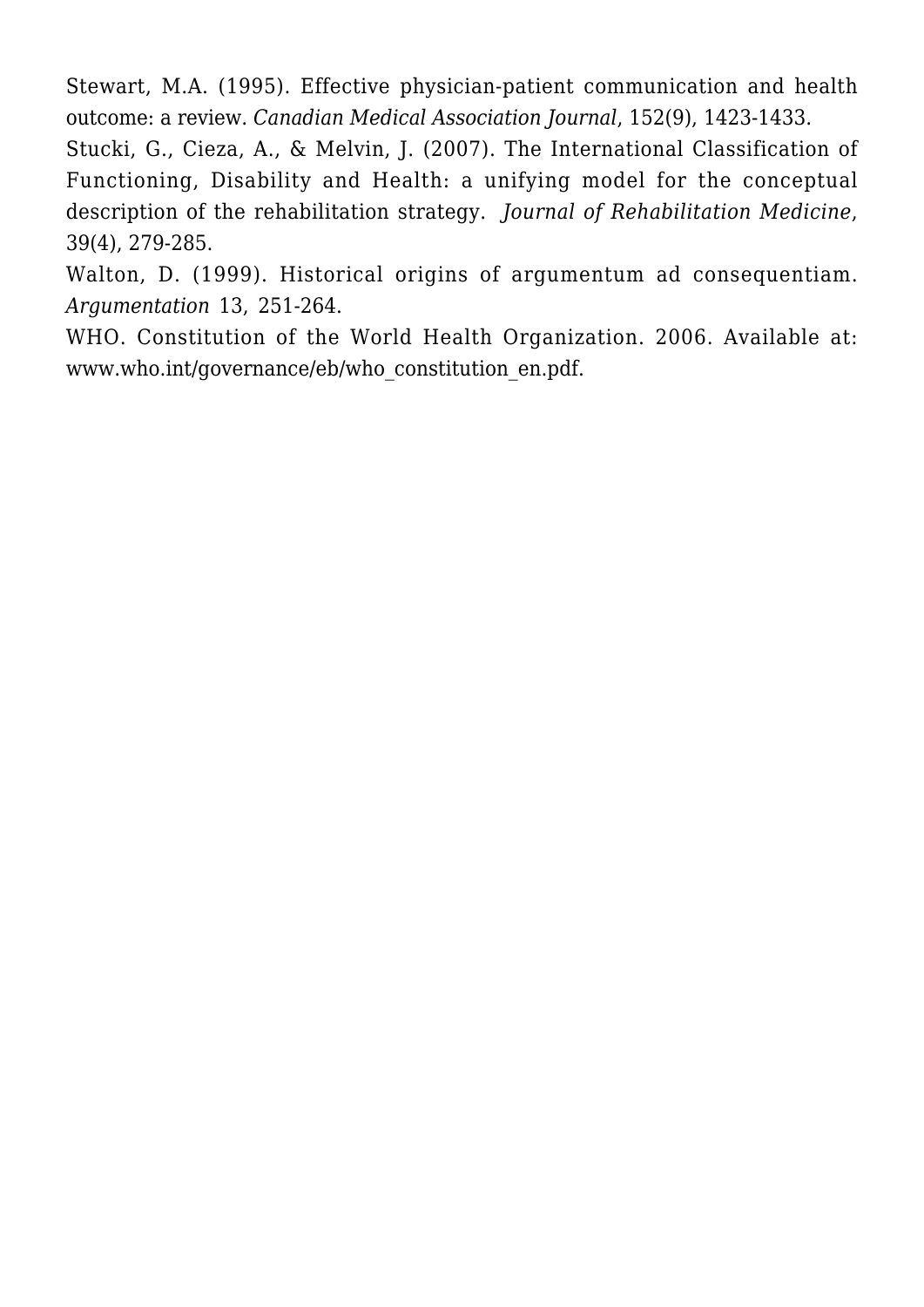Stewart, M.A. (1995). Effective physician-patient communication and health outcome: a review. *Canadian Medical Association Journal*, 152(9), 1423-1433.

Stucki, G., Cieza, A., & Melvin, J. (2007). The International Classification of Functioning, Disability and Health: a unifying model for the conceptual description of the rehabilitation strategy. *Journal of Rehabilitation Medicine*, 39(4), 279-285.

Walton, D. (1999). Historical origins of argumentum ad consequentiam. *Argumentation* 13, 251-264.

WHO. Constitution of the World Health Organization. 2006. Available at: www.who.int/governance/eb/who_constitution_en.pdf.